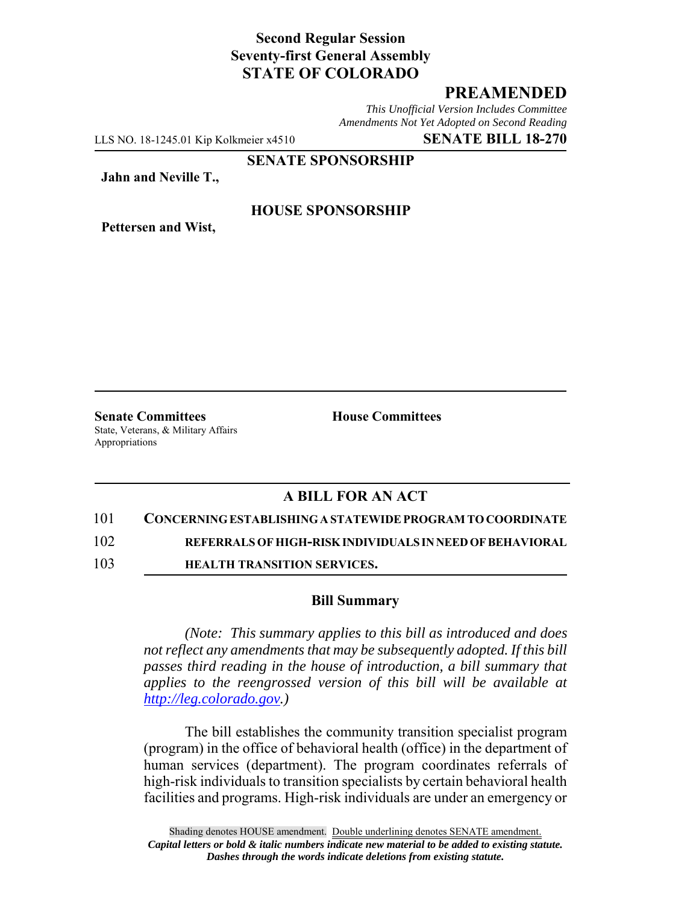**Second Regular Session**
**Seventy-first General Assembly**
**STATE OF COLORADO**

# PREAMENDED

*This Unofficial Version Includes Committee Amendments Not Yet Adopted on Second Reading*

LLS NO. 18-1245.01 Kip Kolkmeier x4510 **SENATE BILL 18-270**

**SENATE SPONSORSHIP**

**Jahn and Neville T.,**

**HOUSE SPONSORSHIP**

**Pettersen and Wist,**

**Senate Committees**
State, Veterans, & Military Affairs
Appropriations

**House Committees**

## A BILL FOR AN ACT

101 **CONCERNING ESTABLISHING A STATEWIDE PROGRAM TO COORDINATE**
102 **REFERRALS OF HIGH-RISK INDIVIDUALS IN NEED OF BEHAVIORAL**
103 **HEALTH TRANSITION SERVICES.**

### Bill Summary

*(Note: This summary applies to this bill as introduced and does not reflect any amendments that may be subsequently adopted. If this bill passes third reading in the house of introduction, a bill summary that applies to the reengrossed version of this bill will be available at http://leg.colorado.gov.)*

The bill establishes the community transition specialist program (program) in the office of behavioral health (office) in the department of human services (department). The program coordinates referrals of high-risk individuals to transition specialists by certain behavioral health facilities and programs. High-risk individuals are under an emergency or

Shading denotes HOUSE amendment. Double underlining denotes SENATE amendment.
*Capital letters or bold & italic numbers indicate new material to be added to existing statute.*
*Dashes through the words indicate deletions from existing statute.*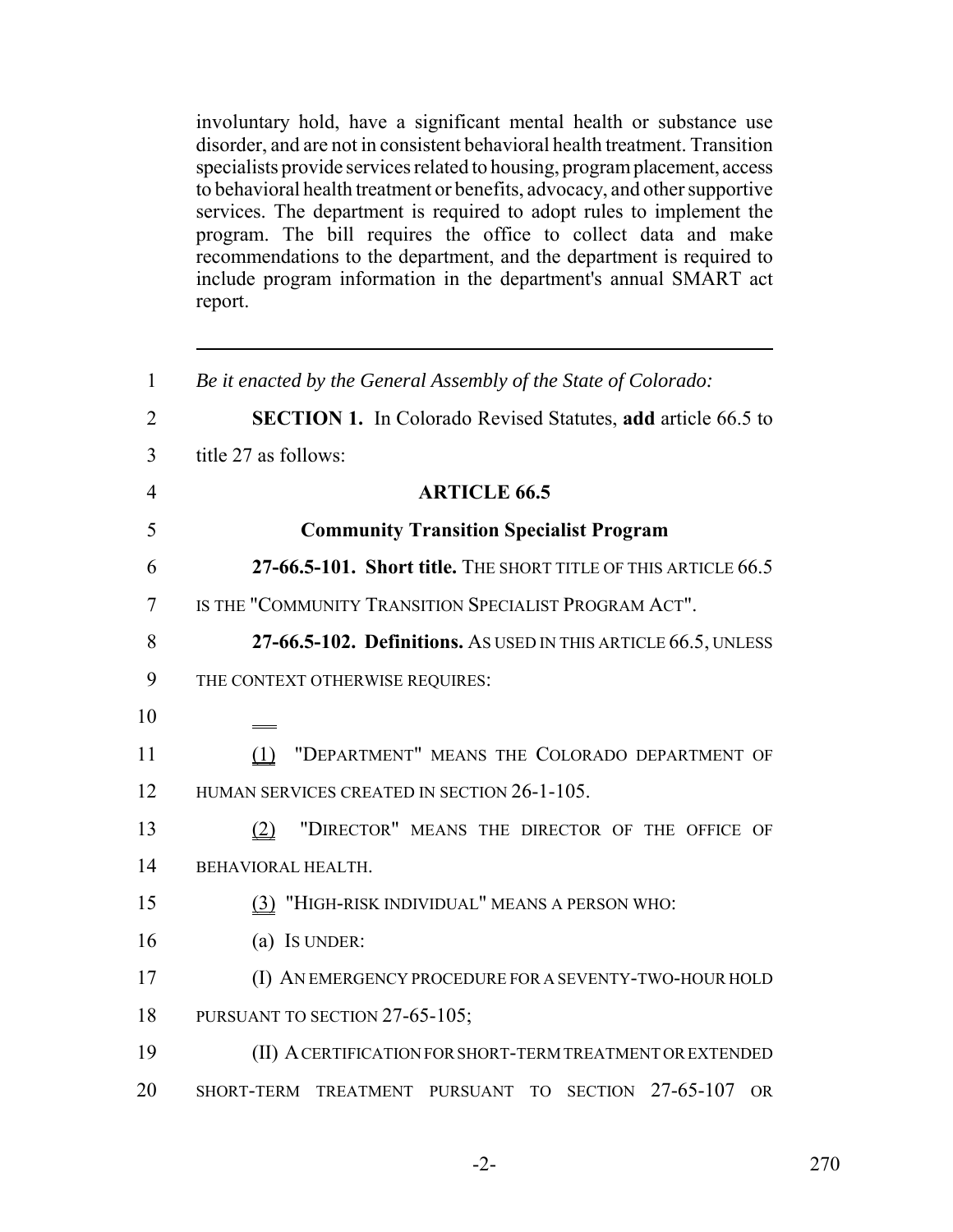involuntary hold, have a significant mental health or substance use disorder, and are not in consistent behavioral health treatment. Transition specialists provide services related to housing, program placement, access to behavioral health treatment or benefits, advocacy, and other supportive services. The department is required to adopt rules to implement the program. The bill requires the office to collect data and make recommendations to the department, and the department is required to include program information in the department's annual SMART act report.

---

*Be it enacted by the General Assembly of the State of Colorado:*

**SECTION 1.** In Colorado Revised Statutes, **add** article 66.5 to title 27 as follows:

**ARTICLE 66.5**

**Community Transition Specialist Program**

**27-66.5-101. Short title.** THE SHORT TITLE OF THIS ARTICLE 66.5 IS THE "COMMUNITY TRANSITION SPECIALIST PROGRAM ACT".

**27-66.5-102. Definitions.** AS USED IN THIS ARTICLE 66.5, UNLESS THE CONTEXT OTHERWISE REQUIRES:

(1) "DEPARTMENT" MEANS THE COLORADO DEPARTMENT OF HUMAN SERVICES CREATED IN SECTION 26-1-105.

(2) "DIRECTOR" MEANS THE DIRECTOR OF THE OFFICE OF BEHAVIORAL HEALTH.

(3) "HIGH-RISK INDIVIDUAL" MEANS A PERSON WHO:

(a) IS UNDER:

(I) AN EMERGENCY PROCEDURE FOR A SEVENTY-TWO-HOUR HOLD PURSUANT TO SECTION 27-65-105;

(II) A CERTIFICATION FOR SHORT-TERM TREATMENT OR EXTENDED SHORT-TERM TREATMENT PURSUANT TO SECTION 27-65-107 OR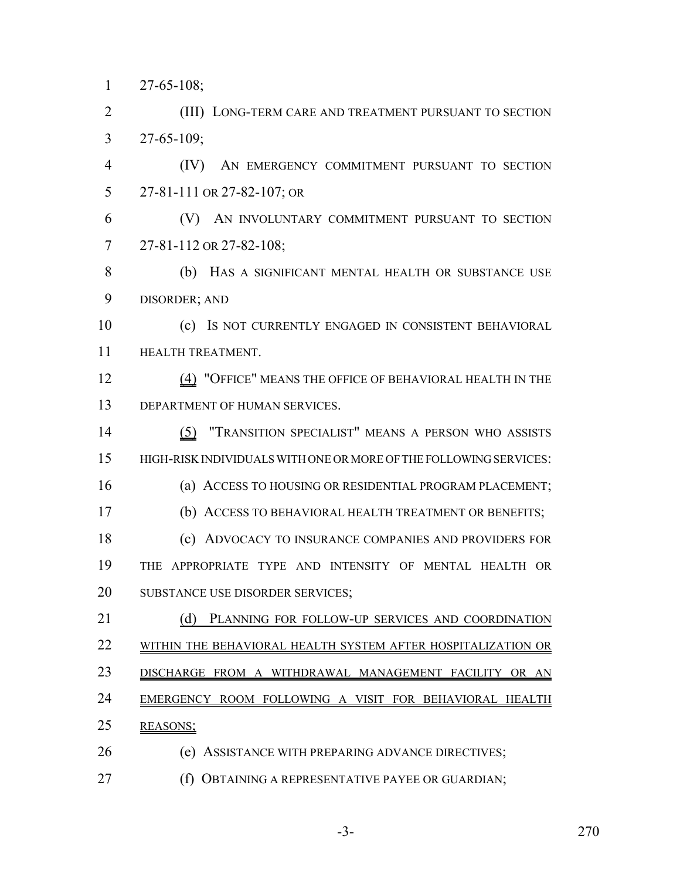27-65-108;

(III) LONG-TERM CARE AND TREATMENT PURSUANT TO SECTION 27-65-109;

(IV) AN EMERGENCY COMMITMENT PURSUANT TO SECTION 27-81-111 OR 27-82-107; OR

(V) AN INVOLUNTARY COMMITMENT PURSUANT TO SECTION 27-81-112 OR 27-82-108;

(b) HAS A SIGNIFICANT MENTAL HEALTH OR SUBSTANCE USE DISORDER; AND

(c) IS NOT CURRENTLY ENGAGED IN CONSISTENT BEHAVIORAL HEALTH TREATMENT.

(4) "OFFICE" MEANS THE OFFICE OF BEHAVIORAL HEALTH IN THE DEPARTMENT OF HUMAN SERVICES.

(5) "TRANSITION SPECIALIST" MEANS A PERSON WHO ASSISTS HIGH-RISK INDIVIDUALS WITH ONE OR MORE OF THE FOLLOWING SERVICES:

(a) ACCESS TO HOUSING OR RESIDENTIAL PROGRAM PLACEMENT;

(b) ACCESS TO BEHAVIORAL HEALTH TREATMENT OR BENEFITS;

(c) ADVOCACY TO INSURANCE COMPANIES AND PROVIDERS FOR THE APPROPRIATE TYPE AND INTENSITY OF MENTAL HEALTH OR SUBSTANCE USE DISORDER SERVICES;

(d) PLANNING FOR FOLLOW-UP SERVICES AND COORDINATION WITHIN THE BEHAVIORAL HEALTH SYSTEM AFTER HOSPITALIZATION OR DISCHARGE FROM A WITHDRAWAL MANAGEMENT FACILITY OR AN EMERGENCY ROOM FOLLOWING A VISIT FOR BEHAVIORAL HEALTH REASONS;

(e) ASSISTANCE WITH PREPARING ADVANCE DIRECTIVES;

(f) OBTAINING A REPRESENTATIVE PAYEE OR GUARDIAN;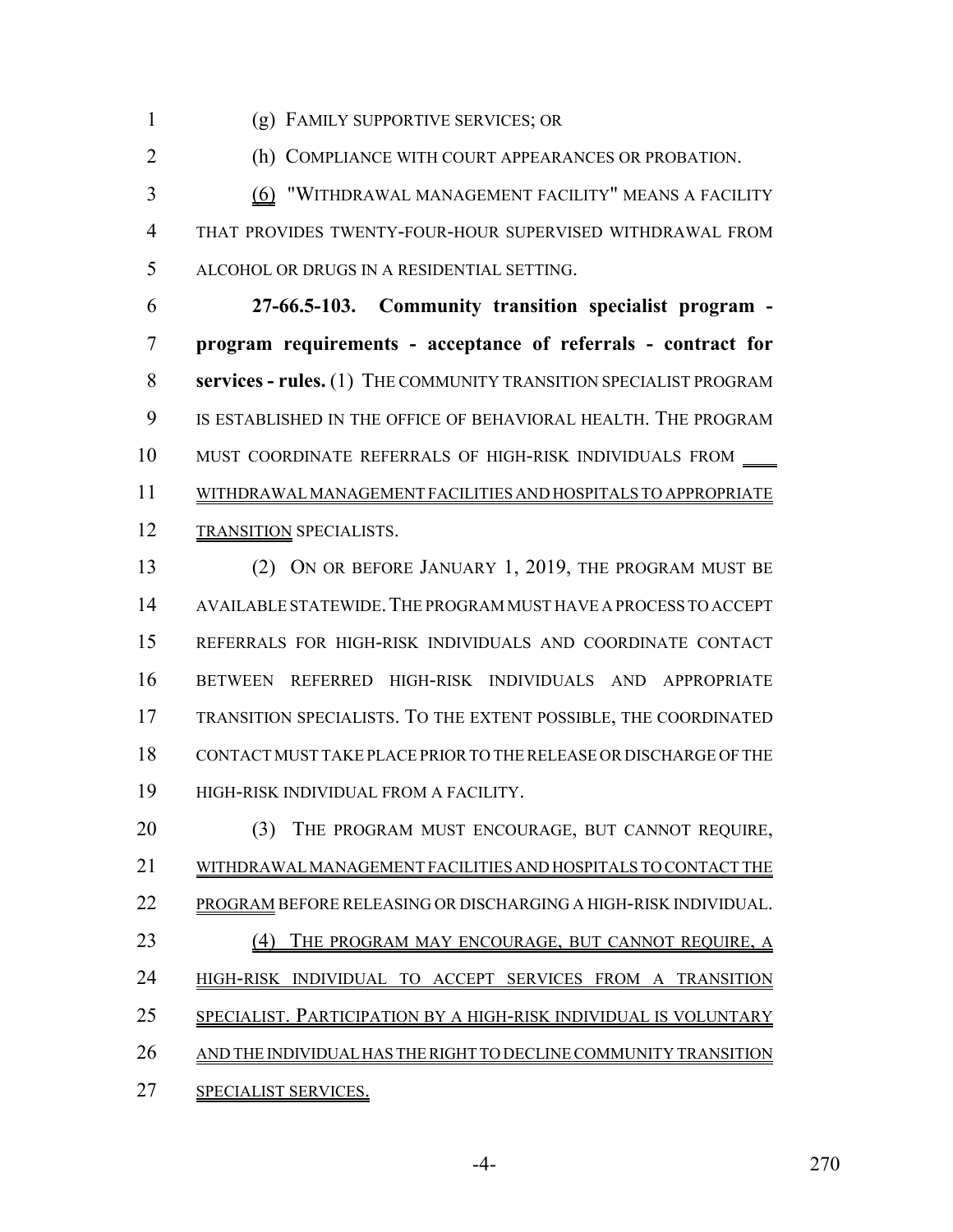(g) FAMILY SUPPORTIVE SERVICES; OR

(h) COMPLIANCE WITH COURT APPEARANCES OR PROBATION.

(6) "WITHDRAWAL MANAGEMENT FACILITY" MEANS A FACILITY THAT PROVIDES TWENTY-FOUR-HOUR SUPERVISED WITHDRAWAL FROM ALCOHOL OR DRUGS IN A RESIDENTIAL SETTING.

**27-66.5-103. Community transition specialist program - program requirements - acceptance of referrals - contract for services - rules.** (1) THE COMMUNITY TRANSITION SPECIALIST PROGRAM IS ESTABLISHED IN THE OFFICE OF BEHAVIORAL HEALTH. THE PROGRAM MUST COORDINATE REFERRALS OF HIGH-RISK INDIVIDUALS FROM WITHDRAWAL MANAGEMENT FACILITIES AND HOSPITALS TO APPROPRIATE TRANSITION SPECIALISTS.

(2) ON OR BEFORE JANUARY 1, 2019, THE PROGRAM MUST BE AVAILABLE STATEWIDE. THE PROGRAM MUST HAVE A PROCESS TO ACCEPT REFERRALS FOR HIGH-RISK INDIVIDUALS AND COORDINATE CONTACT BETWEEN REFERRED HIGH-RISK INDIVIDUALS AND APPROPRIATE TRANSITION SPECIALISTS. TO THE EXTENT POSSIBLE, THE COORDINATED CONTACT MUST TAKE PLACE PRIOR TO THE RELEASE OR DISCHARGE OF THE HIGH-RISK INDIVIDUAL FROM A FACILITY.

(3) THE PROGRAM MUST ENCOURAGE, BUT CANNOT REQUIRE, WITHDRAWAL MANAGEMENT FACILITIES AND HOSPITALS TO CONTACT THE PROGRAM BEFORE RELEASING OR DISCHARGING A HIGH-RISK INDIVIDUAL.

(4) THE PROGRAM MAY ENCOURAGE, BUT CANNOT REQUIRE, A HIGH-RISK INDIVIDUAL TO ACCEPT SERVICES FROM A TRANSITION SPECIALIST. PARTICIPATION BY A HIGH-RISK INDIVIDUAL IS VOLUNTARY AND THE INDIVIDUAL HAS THE RIGHT TO DECLINE COMMUNITY TRANSITION SPECIALIST SERVICES.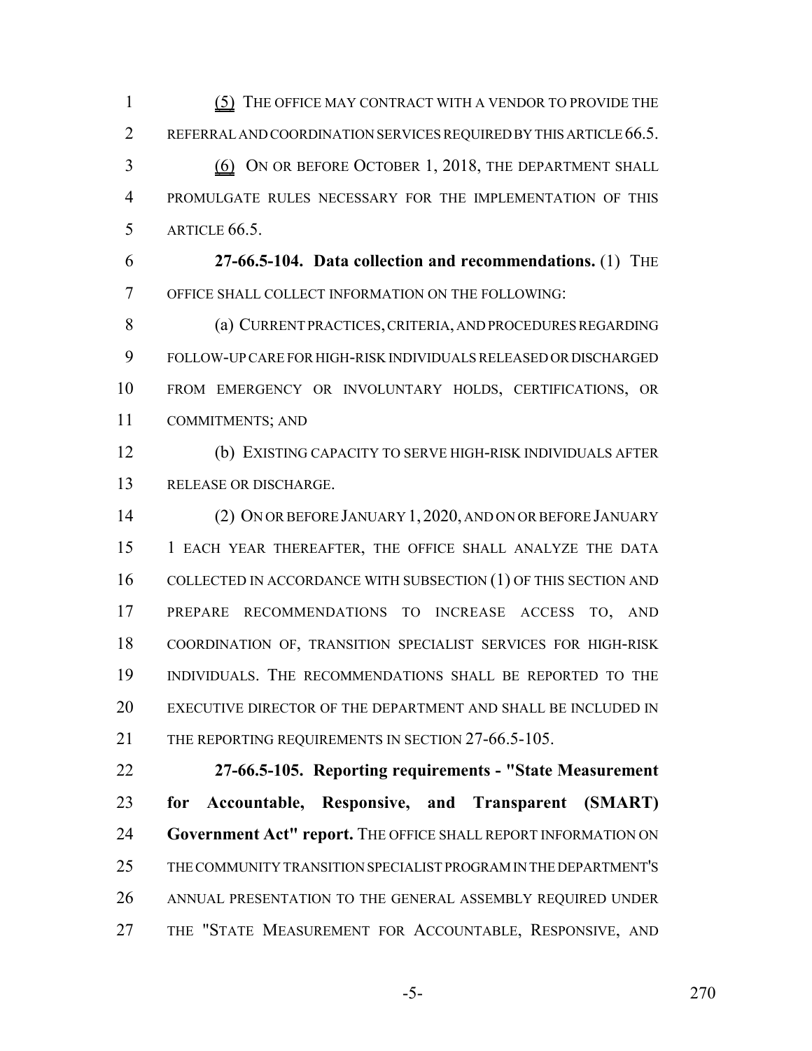(5) THE OFFICE MAY CONTRACT WITH A VENDOR TO PROVIDE THE REFERRAL AND COORDINATION SERVICES REQUIRED BY THIS ARTICLE 66.5.

(6) ON OR BEFORE OCTOBER 1, 2018, THE DEPARTMENT SHALL PROMULGATE RULES NECESSARY FOR THE IMPLEMENTATION OF THIS ARTICLE 66.5.

**27-66.5-104. Data collection and recommendations.** (1) THE OFFICE SHALL COLLECT INFORMATION ON THE FOLLOWING:

(a) CURRENT PRACTICES, CRITERIA, AND PROCEDURES REGARDING FOLLOW-UP CARE FOR HIGH-RISK INDIVIDUALS RELEASED OR DISCHARGED FROM EMERGENCY OR INVOLUNTARY HOLDS, CERTIFICATIONS, OR COMMITMENTS; AND

(b) EXISTING CAPACITY TO SERVE HIGH-RISK INDIVIDUALS AFTER RELEASE OR DISCHARGE.

(2) ON OR BEFORE JANUARY 1, 2020, AND ON OR BEFORE JANUARY 1 EACH YEAR THEREAFTER, THE OFFICE SHALL ANALYZE THE DATA COLLECTED IN ACCORDANCE WITH SUBSECTION (1) OF THIS SECTION AND PREPARE RECOMMENDATIONS TO INCREASE ACCESS TO, AND COORDINATION OF, TRANSITION SPECIALIST SERVICES FOR HIGH-RISK INDIVIDUALS. THE RECOMMENDATIONS SHALL BE REPORTED TO THE EXECUTIVE DIRECTOR OF THE DEPARTMENT AND SHALL BE INCLUDED IN THE REPORTING REQUIREMENTS IN SECTION 27-66.5-105.

**27-66.5-105. Reporting requirements - "State Measurement for Accountable, Responsive, and Transparent (SMART) Government Act" report.** THE OFFICE SHALL REPORT INFORMATION ON THE COMMUNITY TRANSITION SPECIALIST PROGRAM IN THE DEPARTMENT'S ANNUAL PRESENTATION TO THE GENERAL ASSEMBLY REQUIRED UNDER THE "STATE MEASUREMENT FOR ACCOUNTABLE, RESPONSIVE, AND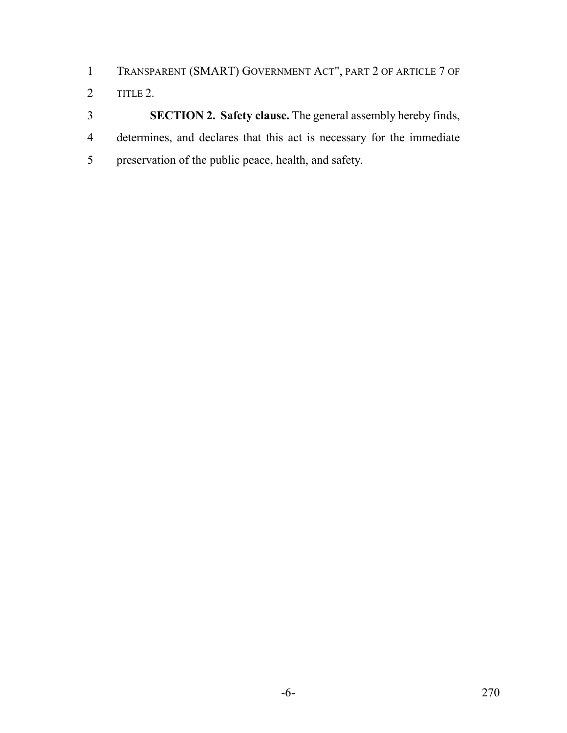TRANSPARENT (SMART) GOVERNMENT ACT", PART 2 OF ARTICLE 7 OF TITLE 2.

**SECTION 2. Safety clause.** The general assembly hereby finds, determines, and declares that this act is necessary for the immediate preservation of the public peace, health, and safety.